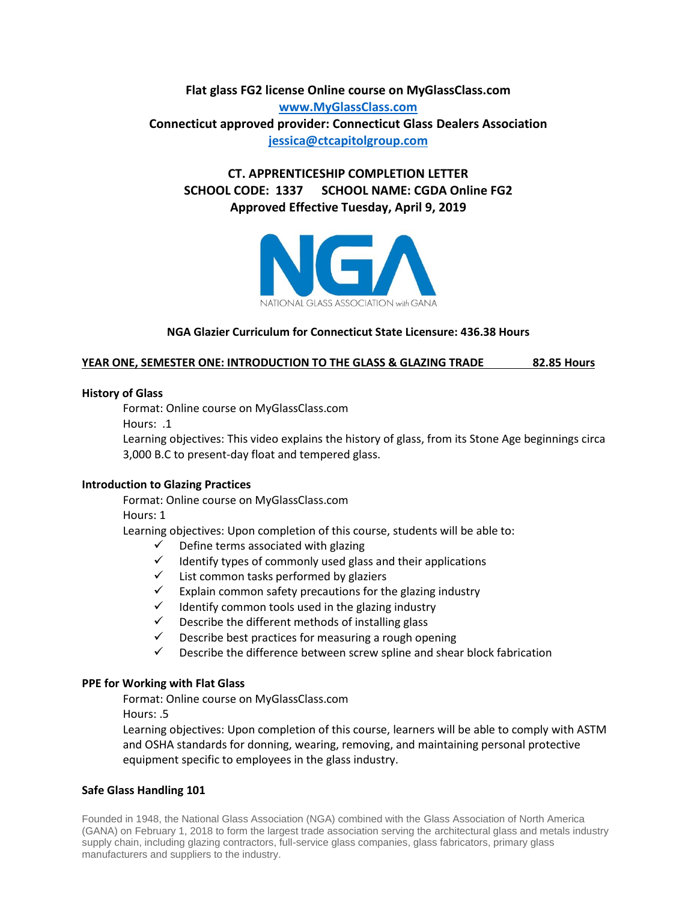**Flat glass FG2 license Online course on MyGlassClass.com**

**[www.MyGlassClass.com](http://www.MyGlassClass.com)**

**Connecticut approved provider: Connecticut Glass Dealers Association**

**[jessica@ctcapitolgroup.com](mailto:jessica@ctcapitolgroup.com)**

**CT. APPRENTICESHIP COMPLETION LETTER**

**SCHOOL CODE: 1337 SCHOOL NAME: CGDA Online FG2**

**Approved Effective Tuesday, April 9, 2019**

NGA

NATIONAL GLASS ASSOCIATION with GANA

**NGA Glazier Curriculum for Connecticut State Licensure: 436.38 Hours**

**YEAR ONE, SEMESTER ONE: INTRODUCTION TO THE GLASS & GLAZING TRADE 82.85 Hours**

**History of Glass**

Format: Online course on MyGlassClass.com

Hours: .1

Learning objectives: This video explains the history of glass, from its Stone Age beginnings circa 3,000 B.C to present-day float and tempered glass.

**Introduction to Glazing Practices**

Format: Online course on MyGlassClass.com

Hours: 1

Learning objectives: Upon completion of this course, students will be able to:

- ✓ Define terms associated with glazing
- ✓ Identify types of commonly used glass and their applications
- ✓ List common tasks performed by glaziers
- ✓ Explain common safety precautions for the glazing industry
- ✓ Identify common tools used in the glazing industry
- ✓ Describe the different methods of installing glass
- ✓ Describe best practices for measuring a rough opening
- ✓ Describe the difference between screw spline and shear block fabrication

**PPE for Working with Flat Glass**

Format: Online course on MyGlassClass.com

Hours: .5

Learning objectives: Upon completion of this course, learners will be able to comply with ASTM and OSHA standards for donning, wearing, removing, and maintaining personal protective equipment specific to employees in the glass industry.

**Safe Glass Handling 101**

Founded in 1948, the National Glass Association (NGA) combined with the Glass Association of North America (GANA) on February 1, 2018 to form the largest trade association serving the architectural glass and metals industry supply chain, including glazing contractors, full-service glass companies, glass fabricators, primary glass manufacturers and suppliers to the industry.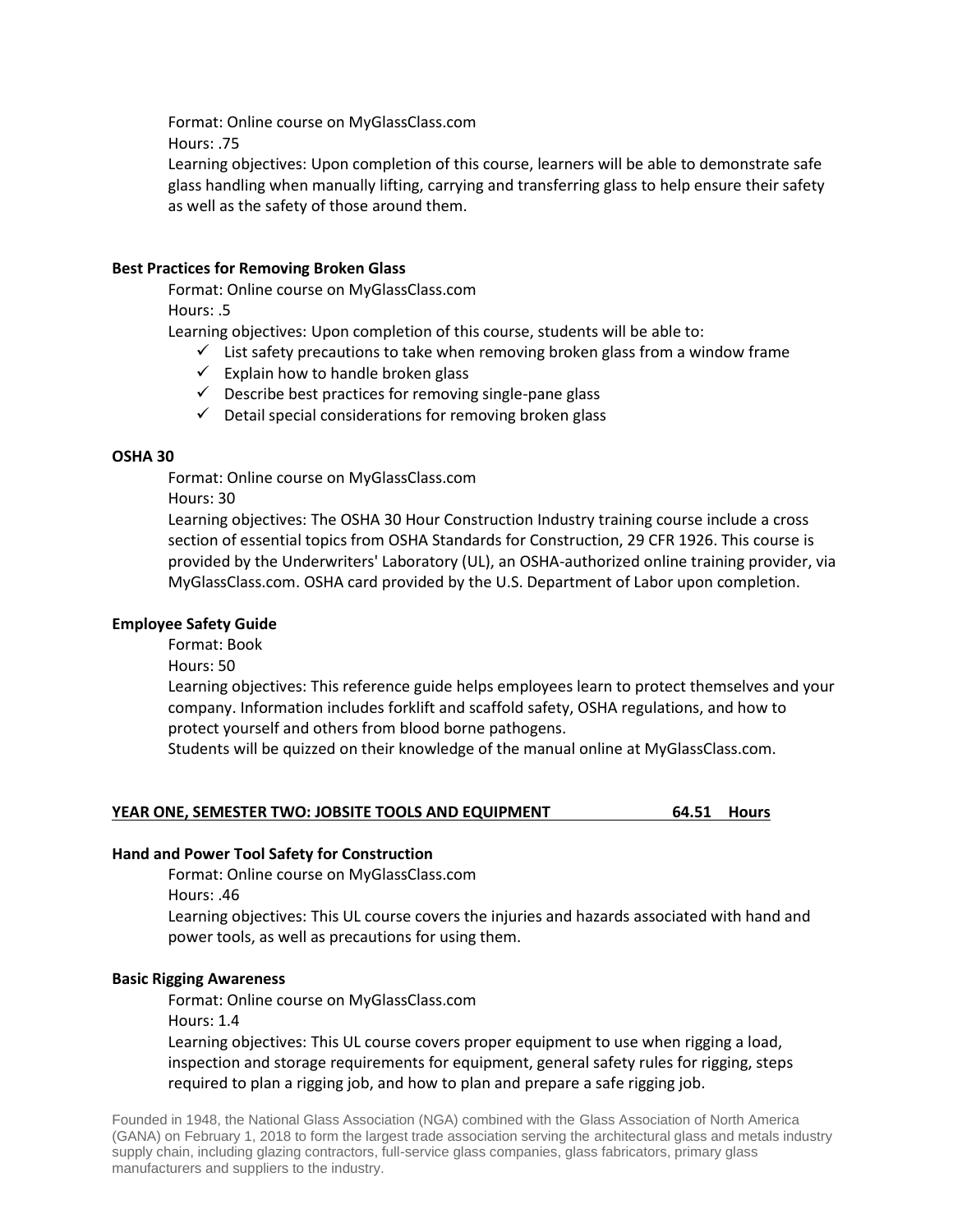Format: Online course on MyGlassClass.com

Hours: .75

Learning objectives: Upon completion of this course, learners will be able to demonstrate safe glass handling when manually lifting, carrying and transferring glass to help ensure their safety as well as the safety of those around them.

**Best Practices for Removing Broken Glass**

Format: Online course on MyGlassClass.com

Hours: .5

Learning objectives: Upon completion of this course, students will be able to:

- ✓ List safety precautions to take when removing broken glass from a window frame
- ✓ Explain how to handle broken glass
- ✓ Describe best practices for removing single-pane glass
- ✓ Detail special considerations for removing broken glass

**OSHA 30**

Format: Online course on MyGlassClass.com

Hours: 30

Learning objectives: The OSHA 30 Hour Construction Industry training course include a cross section of essential topics from OSHA Standards for Construction, 29 CFR 1926. This course is provided by the Underwriters' Laboratory (UL), an OSHA-authorized online training provider, via MyGlassClass.com. OSHA card provided by the U.S. Department of Labor upon completion.

**Employee Safety Guide**

Format: Book

Hours: 50

Learning objectives: This reference guide helps employees learn to protect themselves and your company. Information includes forklift and scaffold safety, OSHA regulations, and how to protect yourself and others from blood borne pathogens.

Students will be quizzed on their knowledge of the manual online at MyGlassClass.com.

## YEAR ONE, SEMESTER TWO: JOBSITE TOOLS AND EQUIPMENT 64.51 Hours

**Hand and Power Tool Safety for Construction**

Format: Online course on MyGlassClass.com

Hours: .46

Learning objectives: This UL course covers the injuries and hazards associated with hand and power tools, as well as precautions for using them.

**Basic Rigging Awareness**

Format: Online course on MyGlassClass.com

Hours: 1.4

Learning objectives: This UL course covers proper equipment to use when rigging a load, inspection and storage requirements for equipment, general safety rules for rigging, steps required to plan a rigging job, and how to plan and prepare a safe rigging job.

Founded in 1948, the National Glass Association (NGA) combined with the Glass Association of North America (GANA) on February 1, 2018 to form the largest trade association serving the architectural glass and metals industry supply chain, including glazing contractors, full-service glass companies, glass fabricators, primary glass manufacturers and suppliers to the industry.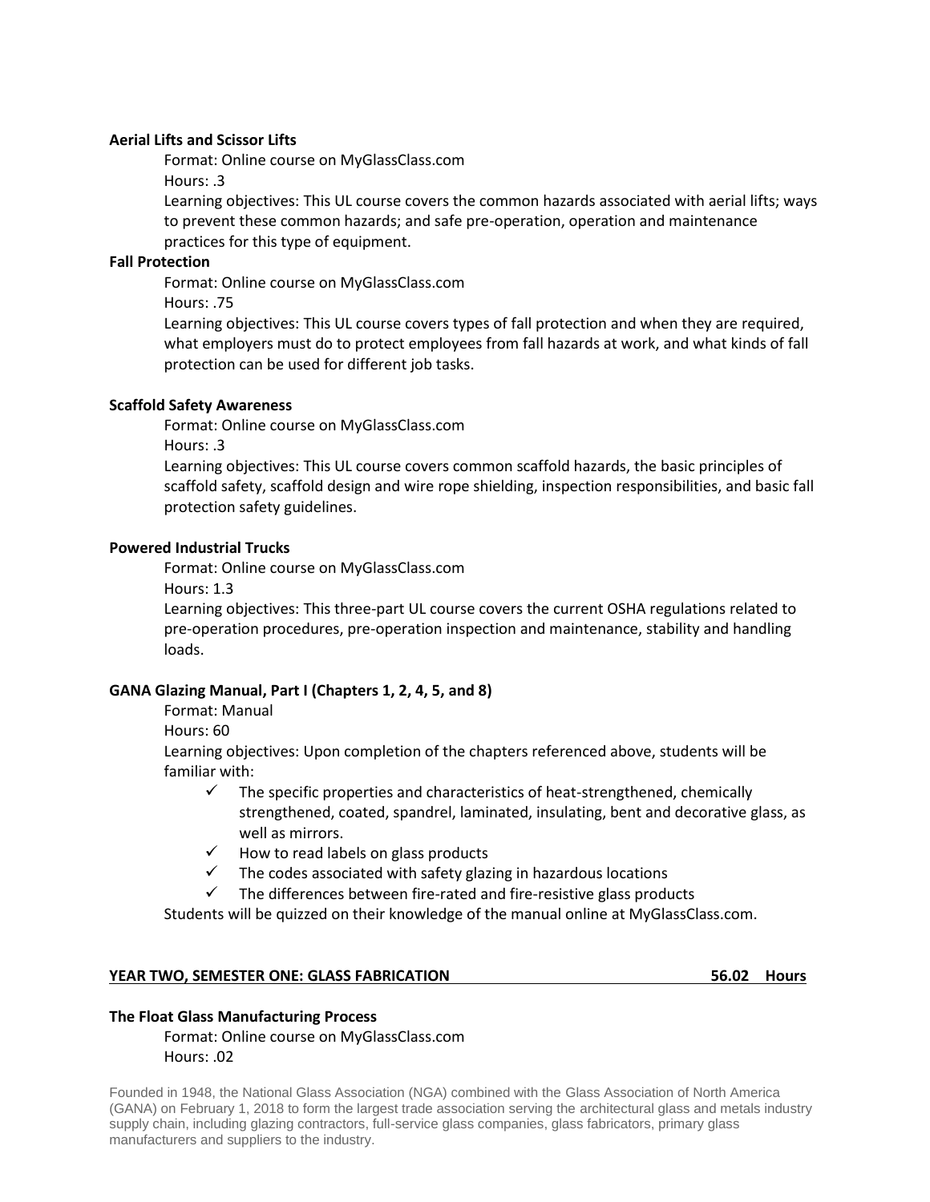**Aerial Lifts and Scissor Lifts**

Format: Online course on MyGlassClass.com

Hours: .3

Learning objectives: This UL course covers the common hazards associated with aerial lifts; ways to prevent these common hazards; and safe pre-operation, operation and maintenance practices for this type of equipment.

**Fall Protection**

Format: Online course on MyGlassClass.com

Hours: .75

Learning objectives: This UL course covers types of fall protection and when they are required, what employers must do to protect employees from fall hazards at work, and what kinds of fall protection can be used for different job tasks.

**Scaffold Safety Awareness**

Format: Online course on MyGlassClass.com

Hours: .3

Learning objectives: This UL course covers common scaffold hazards, the basic principles of scaffold safety, scaffold design and wire rope shielding, inspection responsibilities, and basic fall protection safety guidelines.

**Powered Industrial Trucks**

Format: Online course on MyGlassClass.com

Hours: 1.3

Learning objectives: This three-part UL course covers the current OSHA regulations related to pre-operation procedures, pre-operation inspection and maintenance, stability and handling loads.

**GANA Glazing Manual, Part I (Chapters 1, 2, 4, 5, and 8)**

Format: Manual

Hours: 60

Learning objectives: Upon completion of the chapters referenced above, students will be familiar with:

- ✓ The specific properties and characteristics of heat-strengthened, chemically strengthened, coated, spandrel, laminated, insulating, bent and decorative glass, as well as mirrors.
- ✓ How to read labels on glass products
- ✓ The codes associated with safety glazing in hazardous locations
- ✓ The differences between fire-rated and fire-resistive glass products

Students will be quizzed on their knowledge of the manual online at MyGlassClass.com.

**YEAR TWO, SEMESTER ONE: GLASS FABRICATION — 56.02 Hours**

**The Float Glass Manufacturing Process**

Format: Online course on MyGlassClass.com

Hours: .02

Founded in 1948, the National Glass Association (NGA) combined with the Glass Association of North America (GANA) on February 1, 2018 to form the largest trade association serving the architectural glass and metals industry supply chain, including glazing contractors, full-service glass companies, glass fabricators, primary glass manufacturers and suppliers to the industry.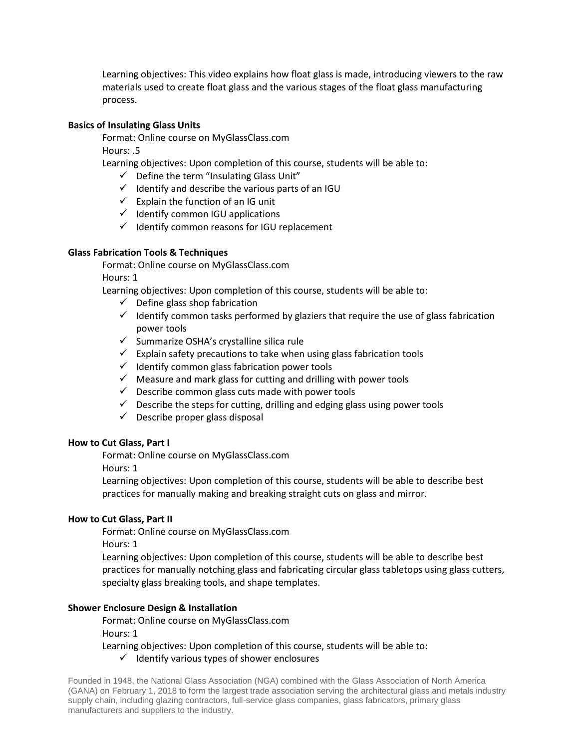Learning objectives: This video explains how float glass is made, introducing viewers to the raw materials used to create float glass and the various stages of the float glass manufacturing process.

**Basics of Insulating Glass Units**

Format: Online course on MyGlassClass.com

Hours: .5

Learning objectives: Upon completion of this course, students will be able to:

- ✓ Define the term "Insulating Glass Unit"
- ✓ Identify and describe the various parts of an IGU
- ✓ Explain the function of an IG unit
- ✓ Identify common IGU applications
- ✓ Identify common reasons for IGU replacement

**Glass Fabrication Tools & Techniques**

Format: Online course on MyGlassClass.com

Hours: 1

Learning objectives: Upon completion of this course, students will be able to:

- ✓ Define glass shop fabrication
- ✓ Identify common tasks performed by glaziers that require the use of glass fabrication power tools
- ✓ Summarize OSHA's crystalline silica rule
- ✓ Explain safety precautions to take when using glass fabrication tools
- ✓ Identify common glass fabrication power tools
- ✓ Measure and mark glass for cutting and drilling with power tools
- ✓ Describe common glass cuts made with power tools
- ✓ Describe the steps for cutting, drilling and edging glass using power tools
- ✓ Describe proper glass disposal

**How to Cut Glass, Part I**

Format: Online course on MyGlassClass.com

Hours: 1

Learning objectives: Upon completion of this course, students will be able to describe best practices for manually making and breaking straight cuts on glass and mirror.

**How to Cut Glass, Part II**

Format: Online course on MyGlassClass.com

Hours: 1

Learning objectives: Upon completion of this course, students will be able to describe best practices for manually notching glass and fabricating circular glass tabletops using glass cutters, specialty glass breaking tools, and shape templates.

**Shower Enclosure Design & Installation**

Format: Online course on MyGlassClass.com

Hours: 1

Learning objectives: Upon completion of this course, students will be able to:

- ✓ Identify various types of shower enclosures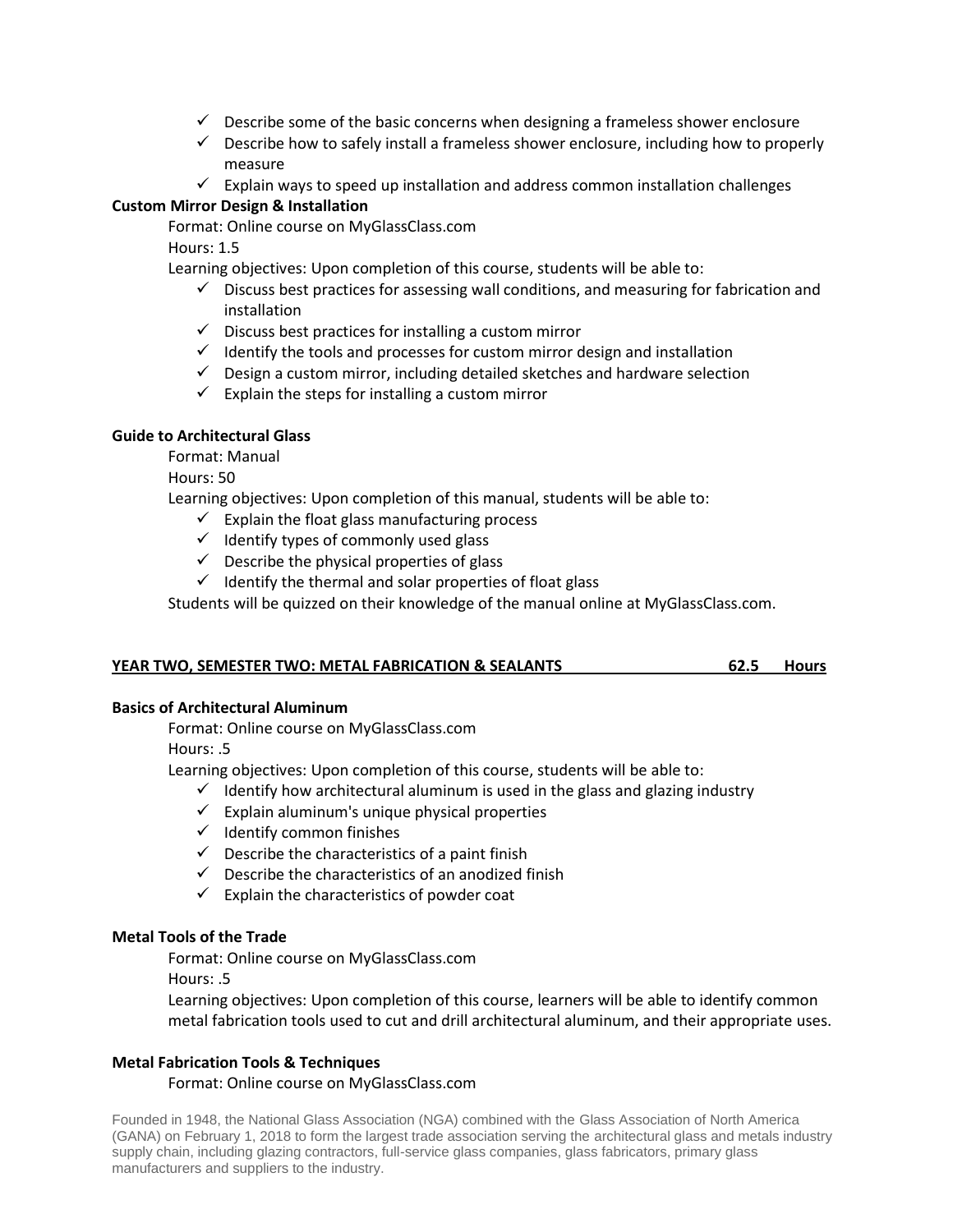- ✓ Describe some of the basic concerns when designing a frameless shower enclosure
- ✓ Describe how to safely install a frameless shower enclosure, including how to properly measure
- ✓ Explain ways to speed up installation and address common installation challenges

**Custom Mirror Design & Installation**

Format: Online course on MyGlassClass.com

Hours: 1.5

Learning objectives: Upon completion of this course, students will be able to:

- ✓ Discuss best practices for assessing wall conditions, and measuring for fabrication and installation
- ✓ Discuss best practices for installing a custom mirror
- ✓ Identify the tools and processes for custom mirror design and installation
- ✓ Design a custom mirror, including detailed sketches and hardware selection
- ✓ Explain the steps for installing a custom mirror

**Guide to Architectural Glass**

Format: Manual

Hours: 50

Learning objectives: Upon completion of this manual, students will be able to:

- ✓ Explain the float glass manufacturing process
- ✓ Identify types of commonly used glass
- ✓ Describe the physical properties of glass
- ✓ Identify the thermal and solar properties of float glass

Students will be quizzed on their knowledge of the manual online at MyGlassClass.com.

**YEAR TWO, SEMESTER TWO: METAL FABRICATION & SEALANTS 62.5 Hours**

**Basics of Architectural Aluminum**

Format: Online course on MyGlassClass.com

Hours: .5

Learning objectives: Upon completion of this course, students will be able to:

- ✓ Identify how architectural aluminum is used in the glass and glazing industry
- ✓ Explain aluminum's unique physical properties
- ✓ Identify common finishes
- ✓ Describe the characteristics of a paint finish
- ✓ Describe the characteristics of an anodized finish
- ✓ Explain the characteristics of powder coat

**Metal Tools of the Trade**

Format: Online course on MyGlassClass.com

Hours: .5

Learning objectives: Upon completion of this course, learners will be able to identify common metal fabrication tools used to cut and drill architectural aluminum, and their appropriate uses.

**Metal Fabrication Tools & Techniques**

Format: Online course on MyGlassClass.com

Founded in 1948, the National Glass Association (NGA) combined with the Glass Association of North America (GANA) on February 1, 2018 to form the largest trade association serving the architectural glass and metals industry supply chain, including glazing contractors, full-service glass companies, glass fabricators, primary glass manufacturers and suppliers to the industry.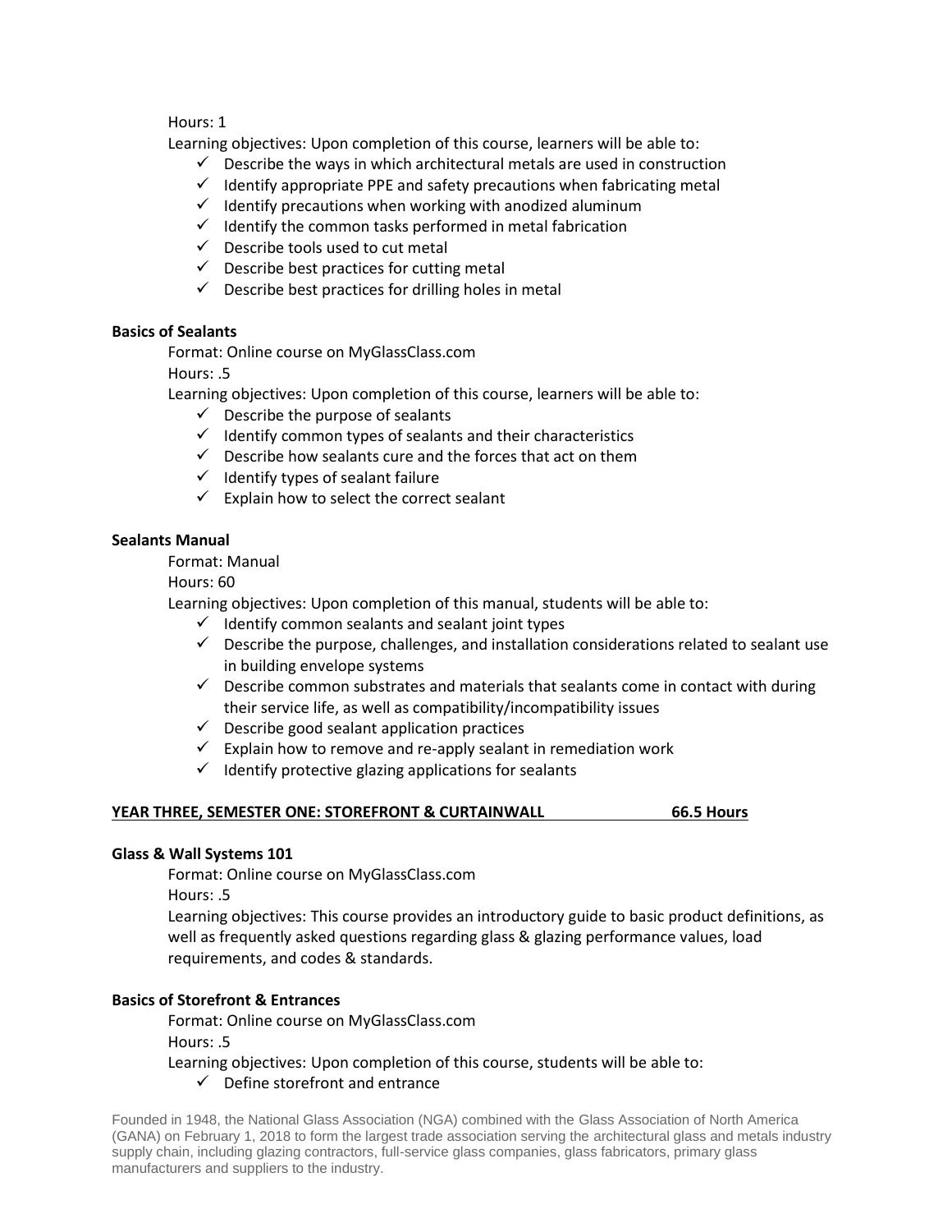Hours: 1

Learning objectives: Upon completion of this course, learners will be able to:

- ✓ Describe the ways in which architectural metals are used in construction
- ✓ Identify appropriate PPE and safety precautions when fabricating metal
- ✓ Identify precautions when working with anodized aluminum
- ✓ Identify the common tasks performed in metal fabrication
- ✓ Describe tools used to cut metal
- ✓ Describe best practices for cutting metal
- ✓ Describe best practices for drilling holes in metal

**Basics of Sealants**

Format: Online course on MyGlassClass.com

Hours: .5

Learning objectives: Upon completion of this course, learners will be able to:

- ✓ Describe the purpose of sealants
- ✓ Identify common types of sealants and their characteristics
- ✓ Describe how sealants cure and the forces that act on them
- ✓ Identify types of sealant failure
- ✓ Explain how to select the correct sealant

**Sealants Manual**

Format: Manual

Hours: 60

Learning objectives: Upon completion of this manual, students will be able to:

- ✓ Identify common sealants and sealant joint types
- ✓ Describe the purpose, challenges, and installation considerations related to sealant use in building envelope systems
- ✓ Describe common substrates and materials that sealants come in contact with during their service life, as well as compatibility/incompatibility issues
- ✓ Describe good sealant application practices
- ✓ Explain how to remove and re-apply sealant in remediation work
- ✓ Identify protective glazing applications for sealants

**YEAR THREE, SEMESTER ONE: STOREFRONT & CURTAINWALL 66.5 Hours**

**Glass & Wall Systems 101**

Format: Online course on MyGlassClass.com

Hours: .5

Learning objectives: This course provides an introductory guide to basic product definitions, as well as frequently asked questions regarding glass & glazing performance values, load requirements, and codes & standards.

**Basics of Storefront & Entrances**

Format: Online course on MyGlassClass.com

Hours: .5

Learning objectives: Upon completion of this course, students will be able to:

- ✓ Define storefront and entrance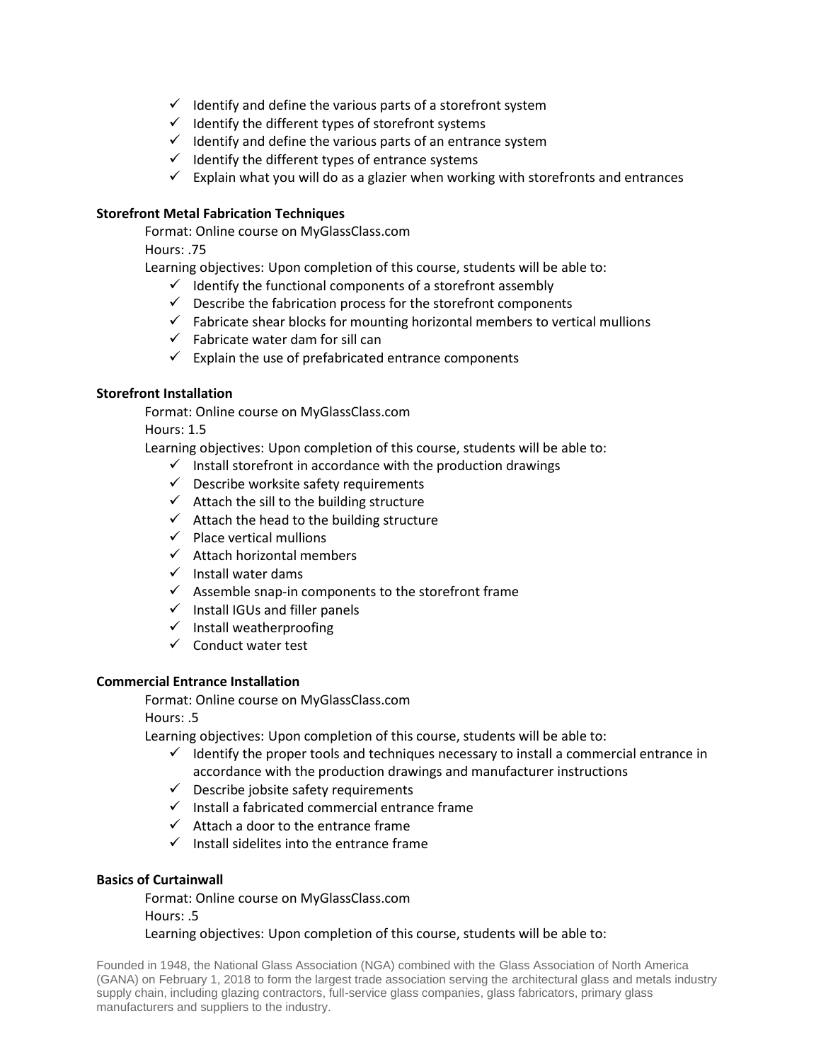- ✓ Identify and define the various parts of a storefront system
- ✓ Identify the different types of storefront systems
- ✓ Identify and define the various parts of an entrance system
- ✓ Identify the different types of entrance systems
- ✓ Explain what you will do as a glazier when working with storefronts and entrances

**Storefront Metal Fabrication Techniques**

Format: Online course on MyGlassClass.com

Hours: .75

Learning objectives: Upon completion of this course, students will be able to:

- ✓ Identify the functional components of a storefront assembly
- ✓ Describe the fabrication process for the storefront components
- ✓ Fabricate shear blocks for mounting horizontal members to vertical mullions
- ✓ Fabricate water dam for sill can
- ✓ Explain the use of prefabricated entrance components

**Storefront Installation**

Format: Online course on MyGlassClass.com

Hours: 1.5

Learning objectives: Upon completion of this course, students will be able to:

- ✓ Install storefront in accordance with the production drawings
- ✓ Describe worksite safety requirements
- ✓ Attach the sill to the building structure
- ✓ Attach the head to the building structure
- ✓ Place vertical mullions
- ✓ Attach horizontal members
- ✓ Install water dams
- ✓ Assemble snap-in components to the storefront frame
- ✓ Install IGUs and filler panels
- ✓ Install weatherproofing
- ✓ Conduct water test

**Commercial Entrance Installation**

Format: Online course on MyGlassClass.com

Hours: .5

Learning objectives: Upon completion of this course, students will be able to:

- ✓ Identify the proper tools and techniques necessary to install a commercial entrance in accordance with the production drawings and manufacturer instructions
- ✓ Describe jobsite safety requirements
- ✓ Install a fabricated commercial entrance frame
- ✓ Attach a door to the entrance frame
- ✓ Install sidelites into the entrance frame

**Basics of Curtainwall**

Format: Online course on MyGlassClass.com

Hours: .5

Learning objectives: Upon completion of this course, students will be able to: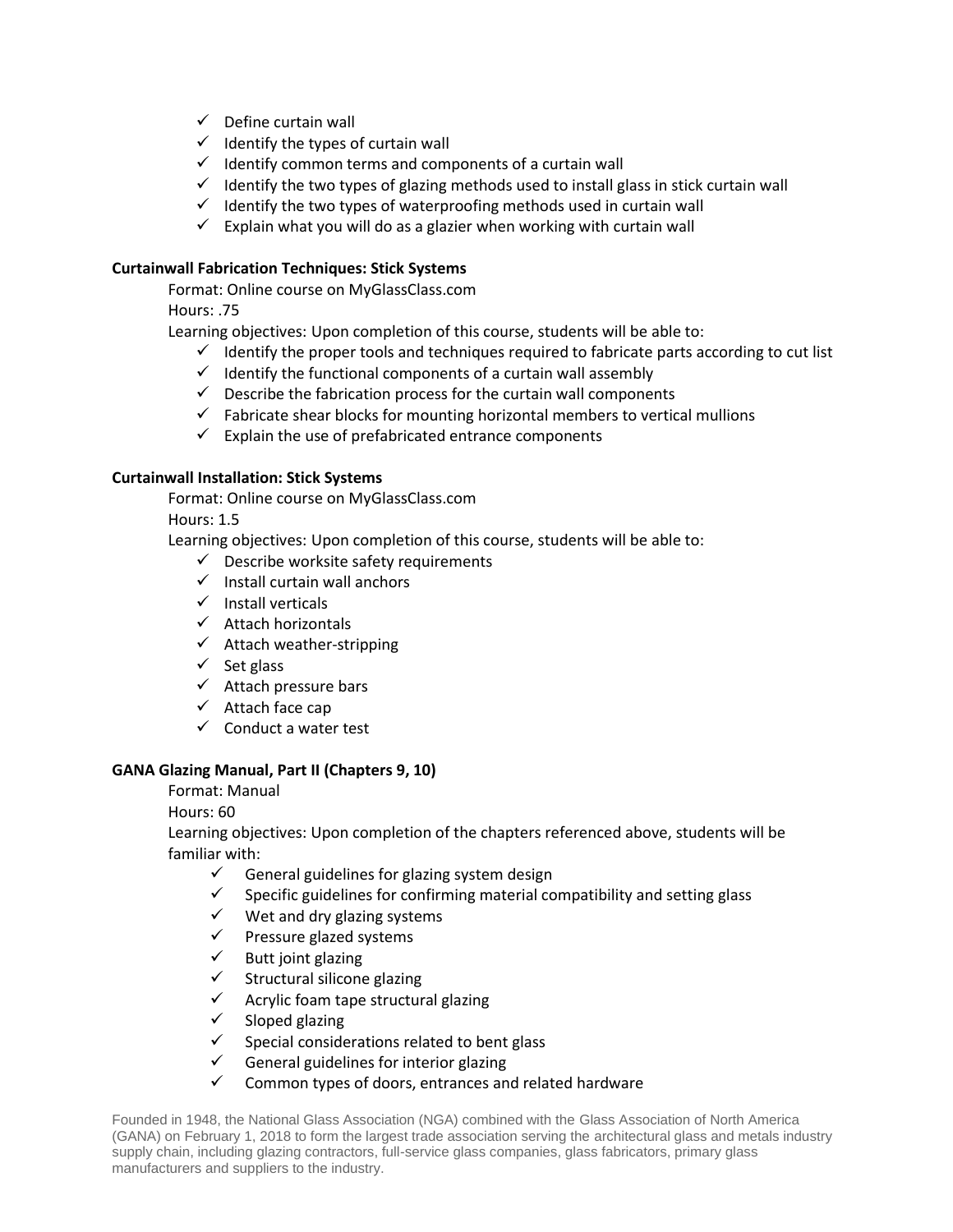- ✓ Define curtain wall
- ✓ Identify the types of curtain wall
- ✓ Identify common terms and components of a curtain wall
- ✓ Identify the two types of glazing methods used to install glass in stick curtain wall
- ✓ Identify the two types of waterproofing methods used in curtain wall
- ✓ Explain what you will do as a glazier when working with curtain wall

**Curtainwall Fabrication Techniques: Stick Systems**

Format: Online course on MyGlassClass.com

Hours: .75

Learning objectives: Upon completion of this course, students will be able to:

- ✓ Identify the proper tools and techniques required to fabricate parts according to cut list
- ✓ Identify the functional components of a curtain wall assembly
- ✓ Describe the fabrication process for the curtain wall components
- ✓ Fabricate shear blocks for mounting horizontal members to vertical mullions
- ✓ Explain the use of prefabricated entrance components

**Curtainwall Installation: Stick Systems**

Format: Online course on MyGlassClass.com

Hours: 1.5

Learning objectives: Upon completion of this course, students will be able to:

- ✓ Describe worksite safety requirements
- ✓ Install curtain wall anchors
- ✓ Install verticals
- ✓ Attach horizontals
- ✓ Attach weather-stripping
- ✓ Set glass
- ✓ Attach pressure bars
- ✓ Attach face cap
- ✓ Conduct a water test

**GANA Glazing Manual, Part II (Chapters 9, 10)**

Format: Manual

Hours: 60

Learning objectives: Upon completion of the chapters referenced above, students will be familiar with:

- ✓ General guidelines for glazing system design
- ✓ Specific guidelines for confirming material compatibility and setting glass
- ✓ Wet and dry glazing systems
- ✓ Pressure glazed systems
- ✓ Butt joint glazing
- ✓ Structural silicone glazing
- ✓ Acrylic foam tape structural glazing
- ✓ Sloped glazing
- ✓ Special considerations related to bent glass
- ✓ General guidelines for interior glazing
- ✓ Common types of doors, entrances and related hardware

Founded in 1948, the National Glass Association (NGA) combined with the Glass Association of North America (GANA) on February 1, 2018 to form the largest trade association serving the architectural glass and metals industry supply chain, including glazing contractors, full-service glass companies, glass fabricators, primary glass manufacturers and suppliers to the industry.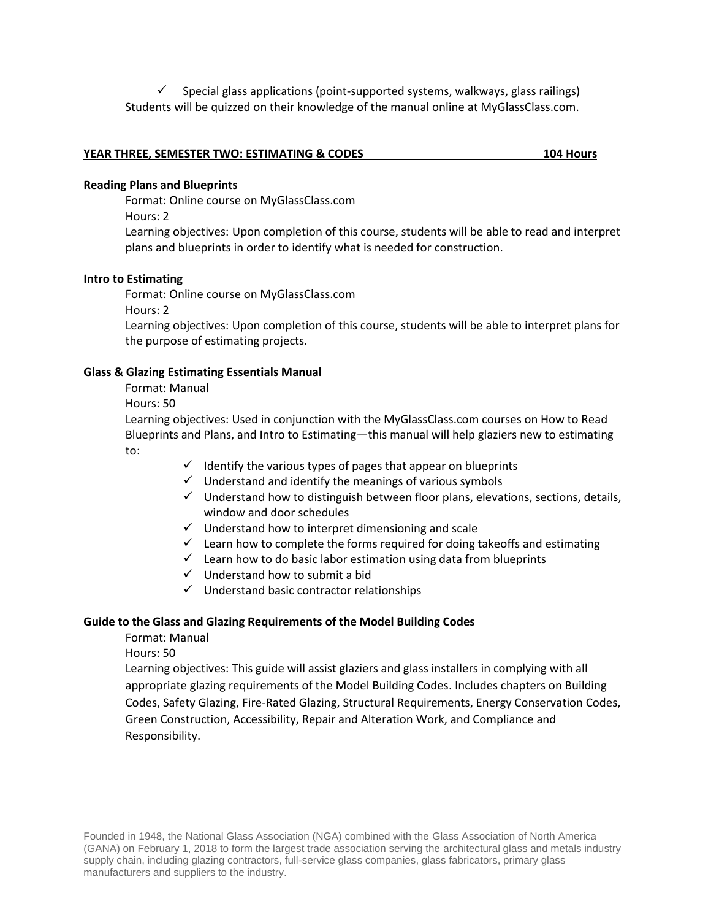- ✓ Special glass applications (point-supported systems, walkways, glass railings)

Students will be quizzed on their knowledge of the manual online at MyGlassClass.com.

## YEAR THREE, SEMESTER TWO: ESTIMATING & CODES — 104 Hours

**Reading Plans and Blueprints**

Format: Online course on MyGlassClass.com

Hours: 2

Learning objectives: Upon completion of this course, students will be able to read and interpret plans and blueprints in order to identify what is needed for construction.

**Intro to Estimating**

Format: Online course on MyGlassClass.com

Hours: 2

Learning objectives: Upon completion of this course, students will be able to interpret plans for the purpose of estimating projects.

**Glass & Glazing Estimating Essentials Manual**

Format: Manual

Hours: 50

Learning objectives: Used in conjunction with the MyGlassClass.com courses on How to Read Blueprints and Plans, and Intro to Estimating—this manual will help glaziers new to estimating to:

- ✓ Identify the various types of pages that appear on blueprints
- ✓ Understand and identify the meanings of various symbols
- ✓ Understand how to distinguish between floor plans, elevations, sections, details, window and door schedules
- ✓ Understand how to interpret dimensioning and scale
- ✓ Learn how to complete the forms required for doing takeoffs and estimating
- ✓ Learn how to do basic labor estimation using data from blueprints
- ✓ Understand how to submit a bid
- ✓ Understand basic contractor relationships

**Guide to the Glass and Glazing Requirements of the Model Building Codes**

Format: Manual

Hours: 50

Learning objectives: This guide will assist glaziers and glass installers in complying with all appropriate glazing requirements of the Model Building Codes. Includes chapters on Building Codes, Safety Glazing, Fire-Rated Glazing, Structural Requirements, Energy Conservation Codes, Green Construction, Accessibility, Repair and Alteration Work, and Compliance and Responsibility.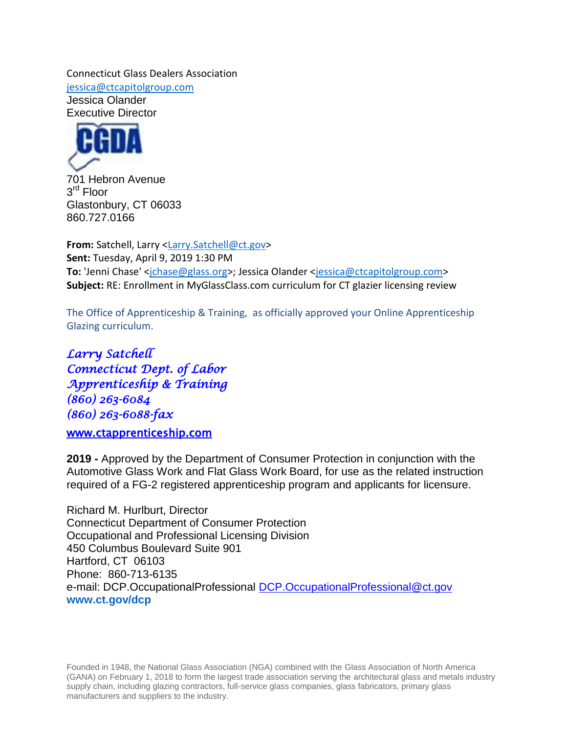Connecticut Glass Dealers Association
[jessica@ctcapitolgroup.com](mailto:jessica@ctcapitolgroup.com)
Jessica Olander
Executive Director

CGDA

701 Hebron Avenue
3rd Floor
Glastonbury, CT 06033
860.727.0166

**From:** Satchell, Larry <[Larry.Satchell@ct.gov](mailto:Larry.Satchell@ct.gov)>
**Sent:** Tuesday, April 9, 2019 1:30 PM
**To:** 'Jenni Chase' <[jchase@glass.org](mailto:jchase@glass.org)>; Jessica Olander <[jessica@ctcapitolgroup.com](mailto:jessica@ctcapitolgroup.com)>
**Subject:** RE: Enrollment in MyGlassClass.com curriculum for CT glazier licensing review

The Office of Apprenticeship & Training, as officially approved your Online Apprenticeship Glazing curriculum.

*Larry Satchell*
*Connecticut Dept. of Labor*
*Apprenticeship & Training*
*(860) 263-6084*
*(860) 263-6088-fax*

**[www.ctapprenticeship.com](http://www.ctapprenticeship.com)**

**2019 -** Approved by the Department of Consumer Protection in conjunction with the Automotive Glass Work and Flat Glass Work Board, for use as the related instruction required of a FG-2 registered apprenticeship program and applicants for licensure.

Richard M. Hurlburt, Director
Connecticut Department of Consumer Protection
Occupational and Professional Licensing Division
450 Columbus Boulevard Suite 901
Hartford, CT 06103
Phone: 860-713-6135
e-mail: DCP.OccupationalProfessional [DCP.OccupationalProfessional@ct.gov](mailto:DCP.OccupationalProfessional@ct.gov)
**[www.ct.gov/dcp](http://www.ct.gov/dcp)**

Founded in 1948, the National Glass Association (NGA) combined with the Glass Association of North America (GANA) on February 1, 2018 to form the largest trade association serving the architectural glass and metals industry supply chain, including glazing contractors, full-service glass companies, glass fabricators, primary glass manufacturers and suppliers to the industry.